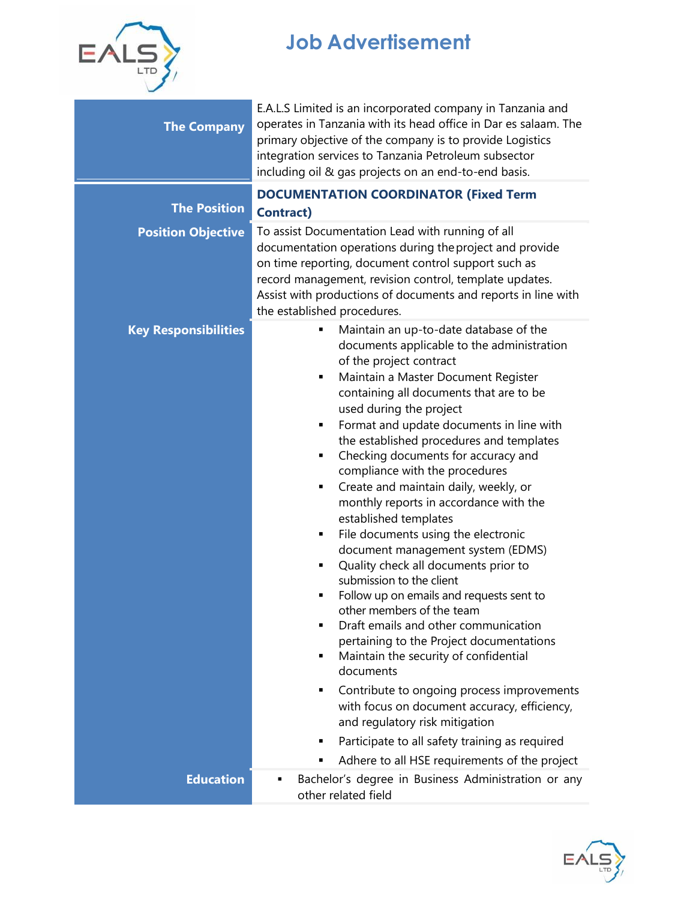# Job Advertisement

| | |
|---|---|
| **The Company** | E.A.L.S Limited is an incorporated company in Tanzania and operates in Tanzania with its head office in Dar es salaam. The primary objective of the company is to provide Logistics integration services to Tanzania Petroleum subsector including oil & gas projects on an end-to-end basis. |
| **The Position** | **DOCUMENTATION COORDINATOR (Fixed Term Contract)** |
| **Position Objective** | To assist Documentation Lead with running of all documentation operations during the project and provide on time reporting, document control support such as record management, revision control, template updates. Assist with productions of documents and reports in line with the established procedures. |
| **Key Responsibilities** | ▪ Maintain an up-to-date database of the documents applicable to the administration of the project contract<br>▪ Maintain a Master Document Register containing all documents that are to be used during the project<br>▪ Format and update documents in line with the established procedures and templates<br>▪ Checking documents for accuracy and compliance with the procedures<br>▪ Create and maintain daily, weekly, or monthly reports in accordance with the established templates<br>▪ File documents using the electronic document management system (EDMS)<br>▪ Quality check all documents prior to submission to the client<br>▪ Follow up on emails and requests sent to other members of the team<br>▪ Draft emails and other communication pertaining to the Project documentations<br>▪ Maintain the security of confidential documents<br>▪ Contribute to ongoing process improvements with focus on document accuracy, efficiency, and regulatory risk mitigation<br>▪ Participate to all safety training as required<br>▪ Adhere to all HSE requirements of the project |
| **Education** | ▪ Bachelor's degree in Business Administration or any other related field |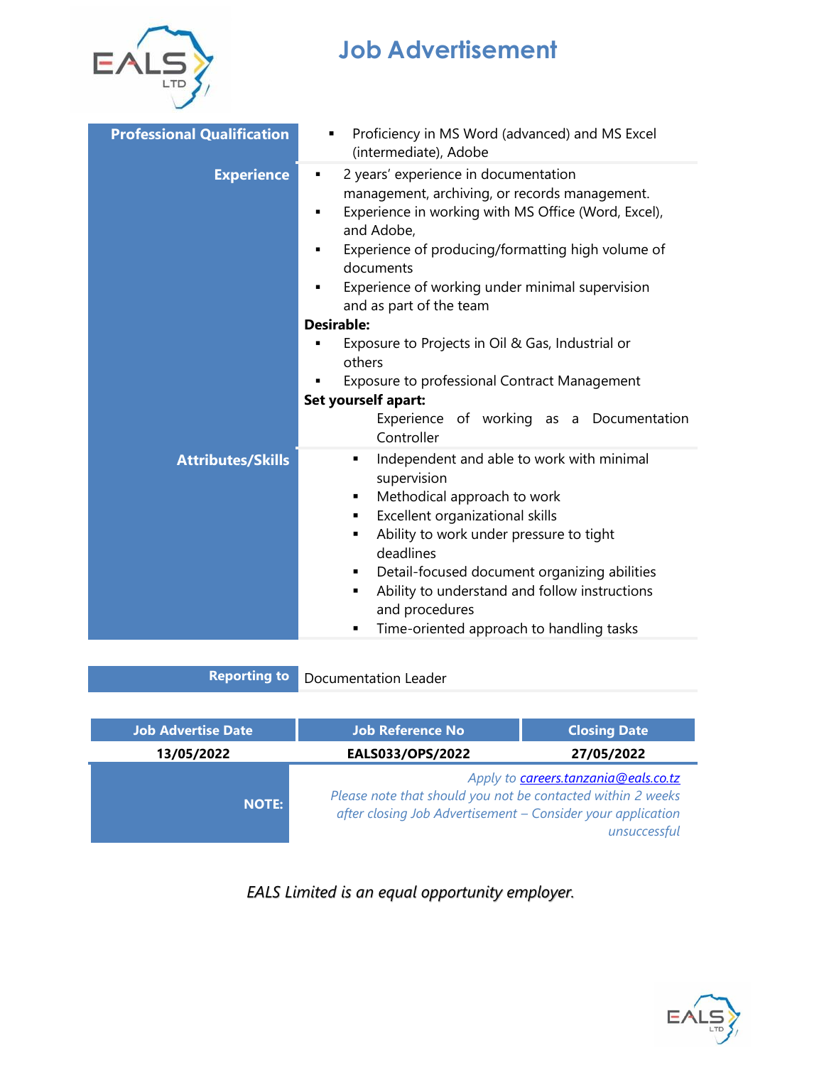# Job Advertisement

| | |
|---|---|
| **Professional Qualification** | ▪ Proficiency in MS Word (advanced) and MS Excel (intermediate), Adobe |
| **Experience** | ▪ 2 years' experience in documentation management, archiving, or records management.<br>▪ Experience in working with MS Office (Word, Excel), and Adobe,<br>▪ Experience of producing/formatting high volume of documents<br>▪ Experience of working under minimal supervision and as part of the team<br>**Desirable:**<br>▪ Exposure to Projects in Oil & Gas, Industrial or others<br>▪ Exposure to professional Contract Management<br>**Set yourself apart:**<br>Experience of working as a Documentation Controller |
| **Attributes/Skills** | ▪ Independent and able to work with minimal supervision<br>▪ Methodical approach to work<br>▪ Excellent organizational skills<br>▪ Ability to work under pressure to tight deadlines<br>▪ Detail-focused document organizing abilities<br>▪ Ability to understand and follow instructions and procedures<br>▪ Time-oriented approach to handling tasks |

| | |
|---|---|
| **Reporting to** | Documentation Leader |

| Job Advertise Date | Job Reference No | Closing Date |
|---|---|---|
| **13/05/2022** | **EALS033/OPS/2022** | **27/05/2022** |

| | |
|---|---|
| **NOTE:** | *Apply to careers.tanzania@eals.co.tz*<br>*Please note that should you not be contacted within 2 weeks after closing Job Advertisement – Consider your application unsuccessful* |

*EALS Limited is an equal opportunity employer.*